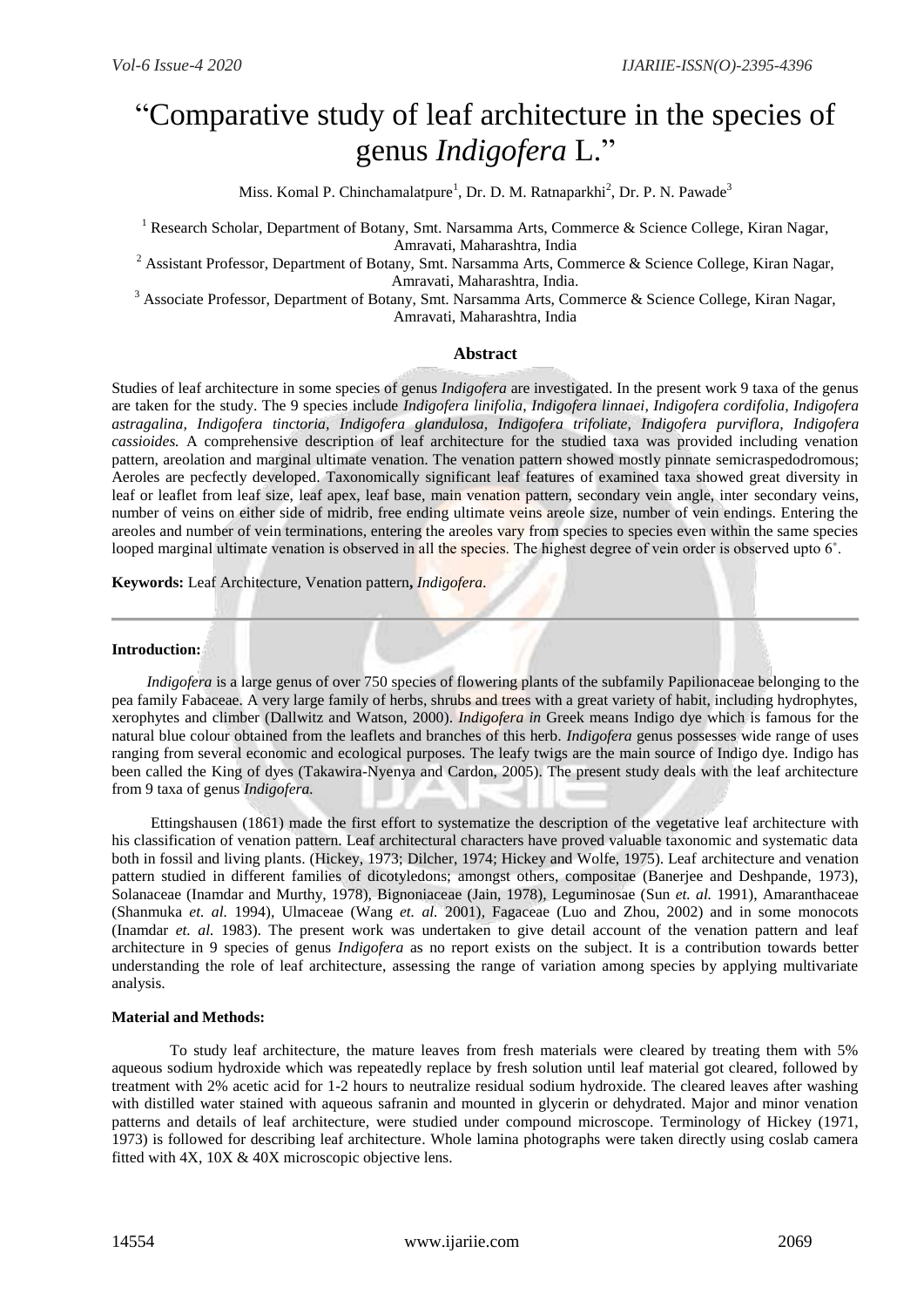# "Comparative study of leaf architecture in the species of genus *Indigofera* L."

Miss. Komal P. Chinchamalatpure[1], Dr. D. M. Ratnaparkhi[2], Dr. P. N. Pawade[3]

[1] Research Scholar, Department of Botany, Smt. Narsamma Arts, Commerce & Science College, Kiran Nagar, Amravati, Maharashtra, India

[2] Assistant Professor, Department of Botany, Smt. Narsamma Arts, Commerce & Science College, Kiran Nagar, Amravati, Maharashtra, India.

[3] Associate Professor, Department of Botany, Smt. Narsamma Arts, Commerce & Science College, Kiran Nagar, Amravati, Maharashtra, India

## Abstract

Studies of leaf architecture in some species of genus *Indigofera* are investigated. In the present work 9 taxa of the genus are taken for the study. The 9 species include *Indigofera linifolia, Indigofera linnaei, Indigofera cordifolia, Indigofera astragalina, Indigofera tinctoria, Indigofera glandulosa, Indigofera trifoliate, Indigofera purviflora, Indigofera cassioides.* A comprehensive description of leaf architecture for the studied taxa was provided including venation pattern, areolation and marginal ultimate venation. The venation pattern showed mostly pinnate semicraspedodromous; Aeroles are pecfectly developed. Taxonomically significant leaf features of examined taxa showed great diversity in leaf or leaflet from leaf size, leaf apex, leaf base, main venation pattern, secondary vein angle, inter secondary veins, number of veins on either side of midrib, free ending ultimate veins areole size, number of vein endings. Entering the areoles and number of vein terminations, entering the areoles vary from species to species even within the same species looped marginal ultimate venation is observed in all the species. The highest degree of vein order is observed upto 6˚.

**Keywords:** Leaf Architecture, Venation pattern**,** *Indigofera*.

---

**Introduction:**

*Indigofera* is a large genus of over 750 species of flowering plants of the subfamily Papilionaceae belonging to the pea family Fabaceae. A very large family of herbs, shrubs and trees with a great variety of habit, including hydrophytes, xerophytes and climber (Dallwitz and Watson, 2000). *Indigofera in* Greek means Indigo dye which is famous for the natural blue colour obtained from the leaflets and branches of this herb. *Indigofera* genus possesses wide range of uses ranging from several economic and ecological purposes. The leafy twigs are the main source of Indigo dye. Indigo has been called the King of dyes (Takawira-Nyenya and Cardon, 2005). The present study deals with the leaf architecture from 9 taxa of genus *Indigofera.*

Ettingshausen (1861) made the first effort to systematize the description of the vegetative leaf architecture with his classification of venation pattern. Leaf architectural characters have proved valuable taxonomic and systematic data both in fossil and living plants. (Hickey, 1973; Dilcher, 1974; Hickey and Wolfe, 1975). Leaf architecture and venation pattern studied in different families of dicotyledons; amongst others, compositae (Banerjee and Deshpande, 1973), Solanaceae (Inamdar and Murthy, 1978), Bignoniaceae (Jain, 1978), Leguminosae (Sun *et. al.* 1991), Amaranthaceae (Shanmuka *et. al.* 1994), Ulmaceae (Wang *et. al.* 2001), Fagaceae (Luo and Zhou, 2002) and in some monocots (Inamdar *et. al.* 1983). The present work was undertaken to give detail account of the venation pattern and leaf architecture in 9 species of genus *Indigofera* as no report exists on the subject. It is a contribution towards better understanding the role of leaf architecture, assessing the range of variation among species by applying multivariate analysis.

**Material and Methods:**

To study leaf architecture, the mature leaves from fresh materials were cleared by treating them with 5% aqueous sodium hydroxide which was repeatedly replace by fresh solution until leaf material got cleared, followed by treatment with 2% acetic acid for 1-2 hours to neutralize residual sodium hydroxide. The cleared leaves after washing with distilled water stained with aqueous safranin and mounted in glycerin or dehydrated. Major and minor venation patterns and details of leaf architecture, were studied under compound microscope. Terminology of Hickey (1971, 1973) is followed for describing leaf architecture. Whole lamina photographs were taken directly using coslab camera fitted with 4X, 10X & 40X microscopic objective lens.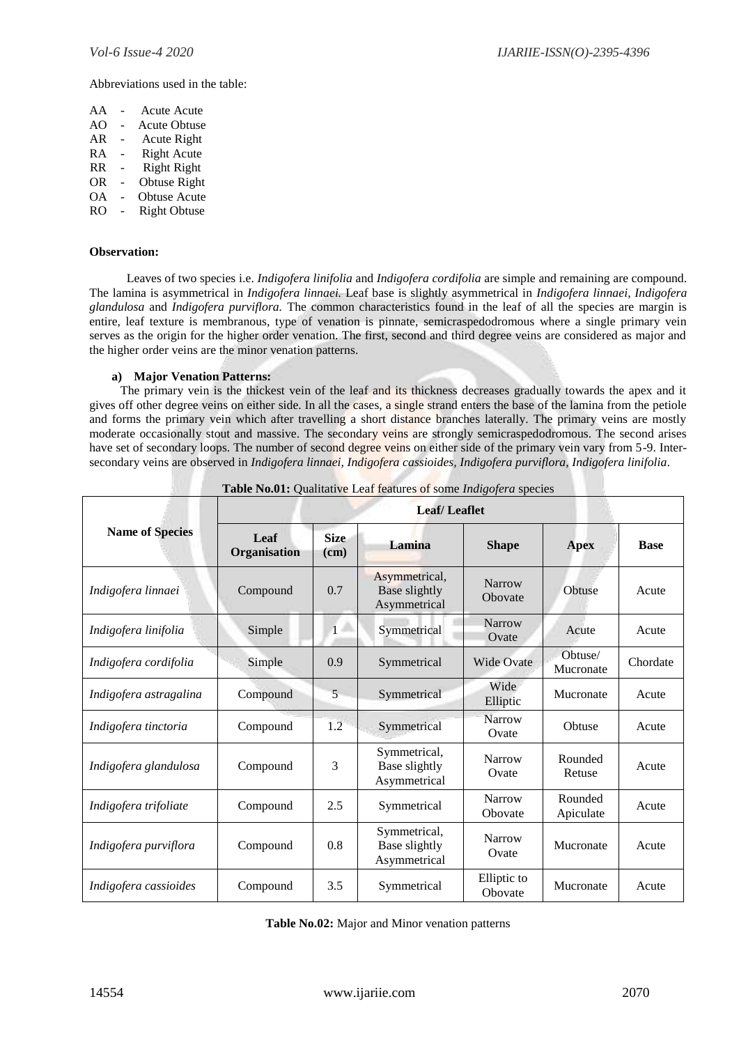Abbreviations used in the table:

AA - Acute Acute
AO - Acute Obtuse
AR - Acute Right
RA - Right Acute
RR - Right Right
OR - Obtuse Right
OA - Obtuse Acute
RO - Right Obtuse

**Observation:**

Leaves of two species i.e. *Indigofera linifolia* and *Indigofera cordifolia* are simple and remaining are compound. The lamina is asymmetrical in *Indigofera linnaei.* Leaf base is slightly asymmetrical in *Indigofera linnaei, Indigofera glandulosa* and *Indigofera purviflora.* The common characteristics found in the leaf of all the species are margin is entire, leaf texture is membranous, type of venation is pinnate, semicraspedodromous where a single primary vein serves as the origin for the higher order venation. The first, second and third degree veins are considered as major and the higher order veins are the minor venation patterns.

**a) Major Venation Patterns:**

The primary vein is the thickest vein of the leaf and its thickness decreases gradually towards the apex and it gives off other degree veins on either side. In all the cases, a single strand enters the base of the lamina from the petiole and forms the primary vein which after travelling a short distance branches laterally. The primary veins are mostly moderate occasionally stout and massive. The secondary veins are strongly semicraspedodromous. The second arises have set of secondary loops. The number of second degree veins on either side of the primary vein vary from 5-9. Inter-secondary veins are observed in *Indigofera linnaei, Indigofera cassioides, Indigofera purviflora, Indigofera linifolia*.

**Table No.01:** Qualitative Leaf features of some *Indigofera* species

| Name of Species | Leaf/ Leaflet | | | | | |
|---|---|---|---|---|---|---|
| | Leaf Organisation | Size (cm) | Lamina | Shape | Apex | Base |
| *Indigofera linnaei* | Compound | 0.7 | Asymmetrical, Base slightly Asymmetrical | Narrow Obovate | Obtuse | Acute |
| *Indigofera linifolia* | Simple | 1 | Symmetrical | Narrow Ovate | Acute | Acute |
| *Indigofera cordifolia* | Simple | 0.9 | Symmetrical | Wide Ovate | Obtuse/ Mucronate | Chordate |
| *Indigofera astragalina* | Compound | 5 | Symmetrical | Wide Elliptic | Mucronate | Acute |
| *Indigofera tinctoria* | Compound | 1.2 | Symmetrical | Narrow Ovate | Obtuse | Acute |
| *Indigofera glandulosa* | Compound | 3 | Symmetrical, Base slightly Asymmetrical | Narrow Ovate | Rounded Retuse | Acute |
| *Indigofera trifoliate* | Compound | 2.5 | Symmetrical | Narrow Obovate | Rounded Apiculate | Acute |
| *Indigofera purviflora* | Compound | 0.8 | Symmetrical, Base slightly Asymmetrical | Narrow Ovate | Mucronate | Acute |
| *Indigofera cassioides* | Compound | 3.5 | Symmetrical | Elliptic to Obovate | Mucronate | Acute |

**Table No.02:** Major and Minor venation patterns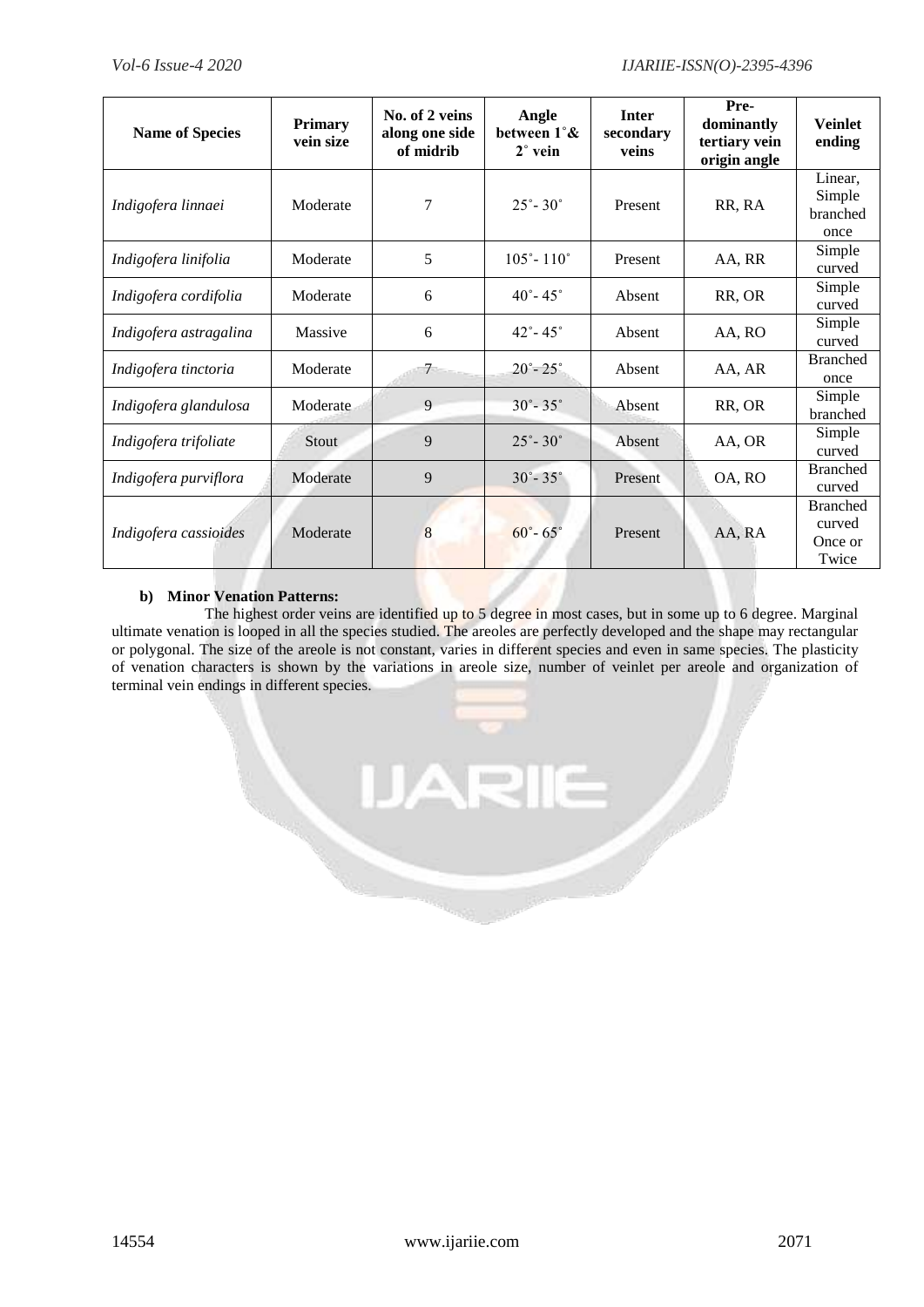| Name of Species | Primary vein size | No. of 2 veins along one side of midrib | Angle between 1˚& 2˚ vein | Inter secondary veins | Pre-dominantly tertiary vein origin angle | Veinlet ending |
|---|---|---|---|---|---|---|
| *Indigofera linnaei* | Moderate | 7 | 25˚- 30˚ | Present | RR, RA | Linear, Simple branched once |
| *Indigofera linifolia* | Moderate | 5 | 105˚- 110˚ | Present | AA, RR | Simple curved |
| *Indigofera cordifolia* | Moderate | 6 | 40˚- 45˚ | Absent | RR, OR | Simple curved |
| *Indigofera astragalina* | Massive | 6 | 42˚- 45˚ | Absent | AA, RO | Simple curved |
| *Indigofera tinctoria* | Moderate | 7 | 20˚- 25˚ | Absent | AA, AR | Branched once |
| *Indigofera glandulosa* | Moderate | 9 | 30˚- 35˚ | Absent | RR, OR | Simple branched |
| *Indigofera trifoliate* | Stout | 9 | 25˚- 30˚ | Absent | AA, OR | Simple curved |
| *Indigofera purviflora* | Moderate | 9 | 30˚- 35˚ | Present | OA, RO | Branched curved |
| *Indigofera cassioides* | Moderate | 8 | 60˚- 65˚ | Present | AA, RA | Branched curved Once or Twice |

**b) Minor Venation Patterns:**

The highest order veins are identified up to 5 degree in most cases, but in some up to 6 degree. Marginal ultimate venation is looped in all the species studied. The areoles are perfectly developed and the shape may rectangular or polygonal. The size of the areole is not constant, varies in different species and even in same species. The plasticity of venation characters is shown by the variations in areole size, number of veinlet per areole and organization of terminal vein endings in different species.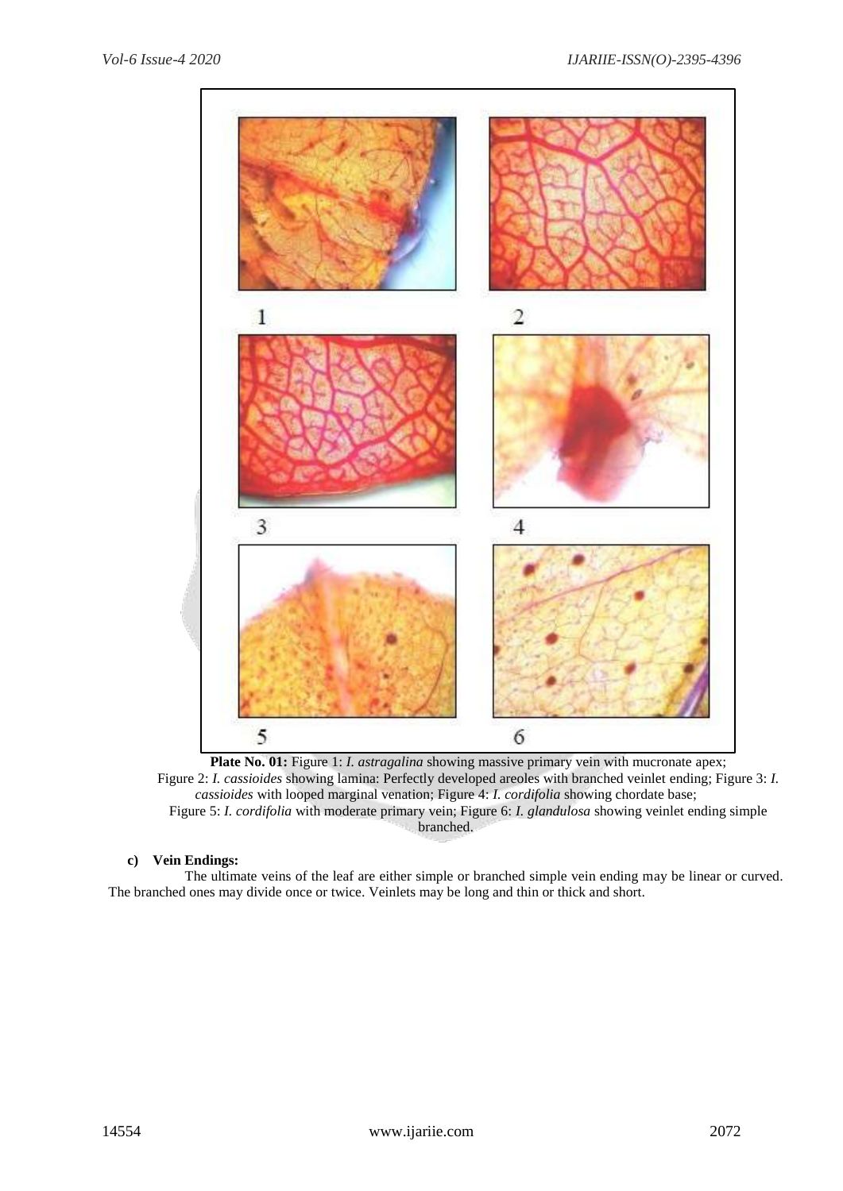**Plate No. 01:** Figure 1: *I. astragalina* showing massive primary vein with mucronate apex; Figure 2: *I. cassioides* showing lamina: Perfectly developed areoles with branched veinlet ending; Figure 3: *I. cassioides* with looped marginal venation; Figure 4: *I. cordifolia* showing chordate base; Figure 5: *I. cordifolia* with moderate primary vein; Figure 6: *I. glandulosa* showing veinlet ending simple branched.

**c) Vein Endings:**

The ultimate veins of the leaf are either simple or branched simple vein ending may be linear or curved. The branched ones may divide once or twice. Veinlets may be long and thin or thick and short.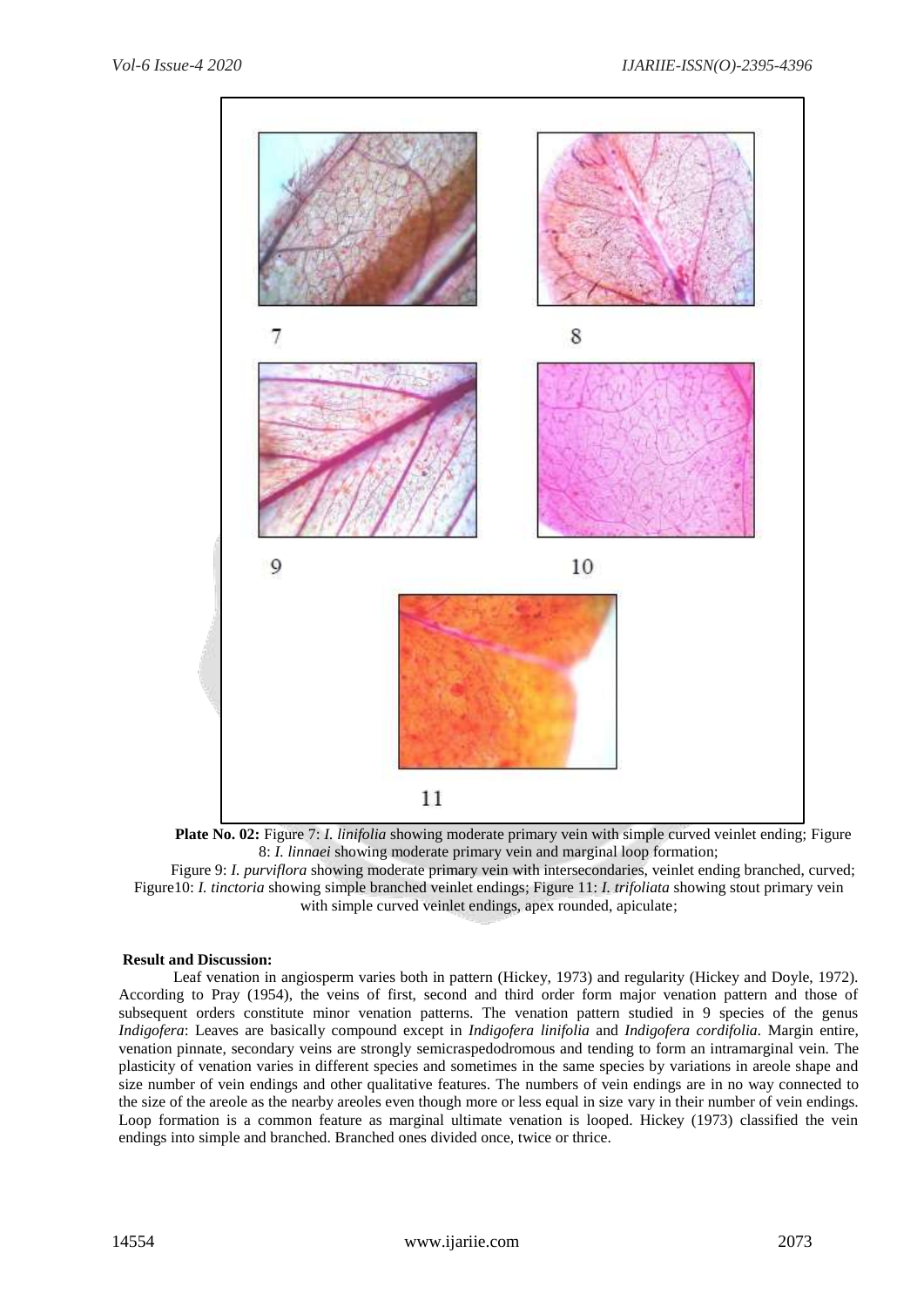**Plate No. 02:** Figure 7: *I. linifolia* showing moderate primary vein with simple curved veinlet ending; Figure 8: *I. linnaei* showing moderate primary vein and marginal loop formation;
Figure 9: *I. purviflora* showing moderate primary vein with intersecondaries, veinlet ending branched, curved; Figure10: *I. tinctoria* showing simple branched veinlet endings; Figure 11: *I. trifoliata* showing stout primary vein with simple curved veinlet endings, apex rounded, apiculate;

**Result and Discussion:**

Leaf venation in angiosperm varies both in pattern (Hickey, 1973) and regularity (Hickey and Doyle, 1972). According to Pray (1954), the veins of first, second and third order form major venation pattern and those of subsequent orders constitute minor venation patterns. The venation pattern studied in 9 species of the genus *Indigofera*: Leaves are basically compound except in *Indigofera linifolia* and *Indigofera cordifolia*. Margin entire, venation pinnate, secondary veins are strongly semicraspedodromous and tending to form an intramarginal vein. The plasticity of venation varies in different species and sometimes in the same species by variations in areole shape and size number of vein endings and other qualitative features. The numbers of vein endings are in no way connected to the size of the areole as the nearby areoles even though more or less equal in size vary in their number of vein endings. Loop formation is a common feature as marginal ultimate venation is looped. Hickey (1973) classified the vein endings into simple and branched. Branched ones divided once, twice or thrice.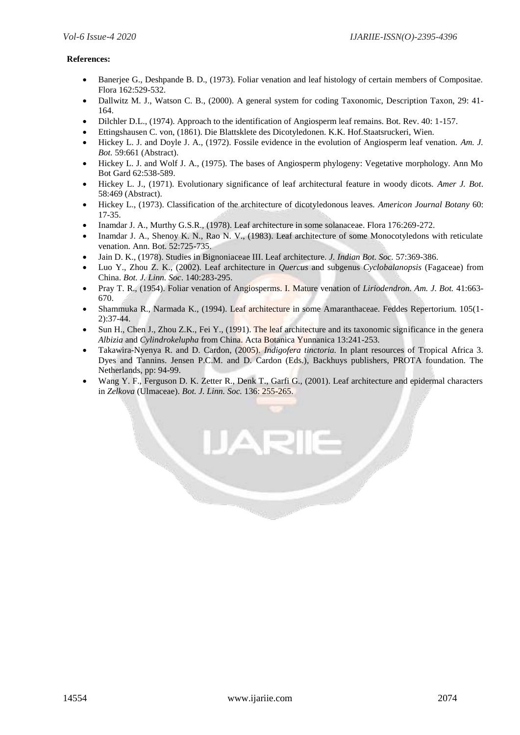**References:**

- Banerjee G., Deshpande B. D., (1973). Foliar venation and leaf histology of certain members of Compositae. Flora 162:529-532.
- Dallwitz M. J., Watson C. B., (2000). A general system for coding Taxonomic, Description Taxon, 29: 41-164.
- Dilchler D.L., (1974). Approach to the identification of Angiosperm leaf remains. Bot. Rev. 40: 1-157.
- Ettingshausen C. von, (1861). Die Blattsklete des Dicotyledonen. K.K. Hof.Staatsruckeri, Wien.
- Hickey L. J. and Doyle J. A., (1972). Fossile evidence in the evolution of Angiosperm leaf venation. *Am. J. Bot.* 59:661 (Abstract).
- Hickey L. J. and Wolf J. A., (1975). The bases of Angiosperm phylogeny: Vegetative morphology. Ann Mo Bot Gard 62:538-589.
- Hickey L. J., (1971). Evolutionary significance of leaf architectural feature in woody dicots. *Amer J. Bot*. 58:469 (Abstract).
- Hickey L., (1973). Classification of the architecture of dicotyledonous leaves. *Americon Journal Botany* 60: 17-35.
- Inamdar J. A., Murthy G.S.R., (1978). Leaf architecture in some solanaceae. Flora 176:269-272.
- Inamdar J. A., Shenoy K. N., Rao N. V., (1983). Leaf architecture of some Monocotyledons with reticulate venation. Ann. Bot. 52:725-735.
- Jain D. K., (1978). Studies in Bignoniaceae III. Leaf architecture. *J. Indian Bot. Soc.* 57:369-386.
- Luo Y., Zhou Z. K., (2002). Leaf architecture in *Quercus* and subgenus *Cyclobalanopsis* (Fagaceae) from China. *Bot. J. Linn. Soc*. 140:283-295.
- Pray T. R., (1954). Foliar venation of Angiosperms. I. Mature venation of *Liriodendron. Am. J. Bot.* 41:663-670.
- Shammuka R., Narmada K., (1994). Leaf architecture in some Amaranthaceae. Feddes Repertorium. 105(1-2):37-44.
- Sun H., Chen J., Zhou Z.K., Fei Y., (1991). The leaf architecture and its taxonomic significance in the genera *Albizia* and *Cylindrokelupha* from China. Acta Botanica Yunnanica 13:241-253.
- Takawira-Nyenya R. and D. Cardon, (2005). *Indigofera tinctoria.* In plant resources of Tropical Africa 3. Dyes and Tannins. Jensen P.C.M. and D. Cardon (Eds.), Backhuys publishers, PROTA foundation. The Netherlands, pp: 94-99.
- Wang Y. F., Ferguson D. K. Zetter R., Denk T., Garfi G., (2001). Leaf architecture and epidermal characters in *Zelkova* (Ulmaceae). *Bot. J. Linn. Soc.* 136: 255-265.